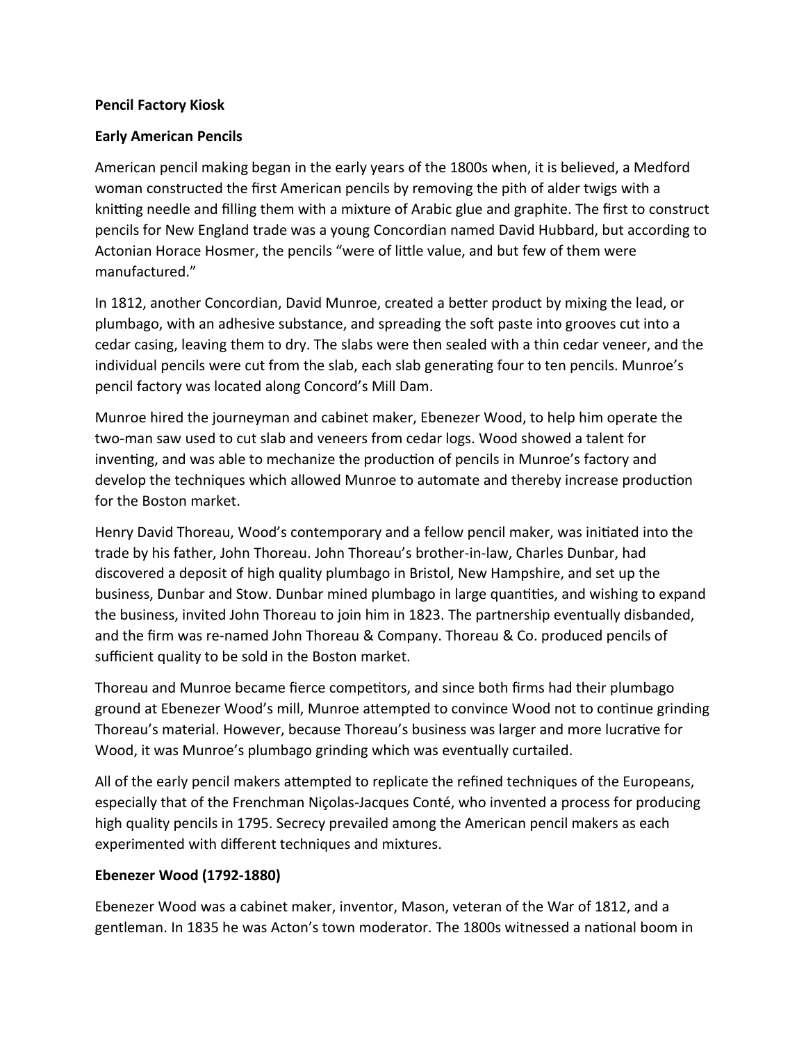**Pencil Factory Kiosk**

**Early American Pencils**

American pencil making began in the early years of the 1800s when, it is believed, a Medford woman constructed the first American pencils by removing the pith of alder twigs with a knitting needle and filling them with a mixture of Arabic glue and graphite. The first to construct pencils for New England trade was a young Concordian named David Hubbard, but according to Actonian Horace Hosmer, the pencils "were of little value, and but few of them were manufactured."

In 1812, another Concordian, David Munroe, created a better product by mixing the lead, or plumbago, with an adhesive substance, and spreading the soft paste into grooves cut into a cedar casing, leaving them to dry. The slabs were then sealed with a thin cedar veneer, and the individual pencils were cut from the slab, each slab generating four to ten pencils. Munroe's pencil factory was located along Concord's Mill Dam.

Munroe hired the journeyman and cabinet maker, Ebenezer Wood, to help him operate the two-man saw used to cut slab and veneers from cedar logs. Wood showed a talent for inventing, and was able to mechanize the production of pencils in Munroe's factory and develop the techniques which allowed Munroe to automate and thereby increase production for the Boston market.

Henry David Thoreau, Wood's contemporary and a fellow pencil maker, was initiated into the trade by his father, John Thoreau. John Thoreau's brother-in-law, Charles Dunbar, had discovered a deposit of high quality plumbago in Bristol, New Hampshire, and set up the business, Dunbar and Stow. Dunbar mined plumbago in large quantities, and wishing to expand the business, invited John Thoreau to join him in 1823. The partnership eventually disbanded, and the firm was re-named John Thoreau & Company. Thoreau & Co. produced pencils of sufficient quality to be sold in the Boston market.

Thoreau and Munroe became fierce competitors, and since both firms had their plumbago ground at Ebenezer Wood's mill, Munroe attempted to convince Wood not to continue grinding Thoreau's material. However, because Thoreau's business was larger and more lucrative for Wood, it was Munroe's plumbago grinding which was eventually curtailed.

All of the early pencil makers attempted to replicate the refined techniques of the Europeans, especially that of the Frenchman Niçolas-Jacques Conté, who invented a process for producing high quality pencils in 1795. Secrecy prevailed among the American pencil makers as each experimented with different techniques and mixtures.

**Ebenezer Wood (1792-1880)**

Ebenezer Wood was a cabinet maker, inventor, Mason, veteran of the War of 1812, and a gentleman. In 1835 he was Acton's town moderator. The 1800s witnessed a national boom in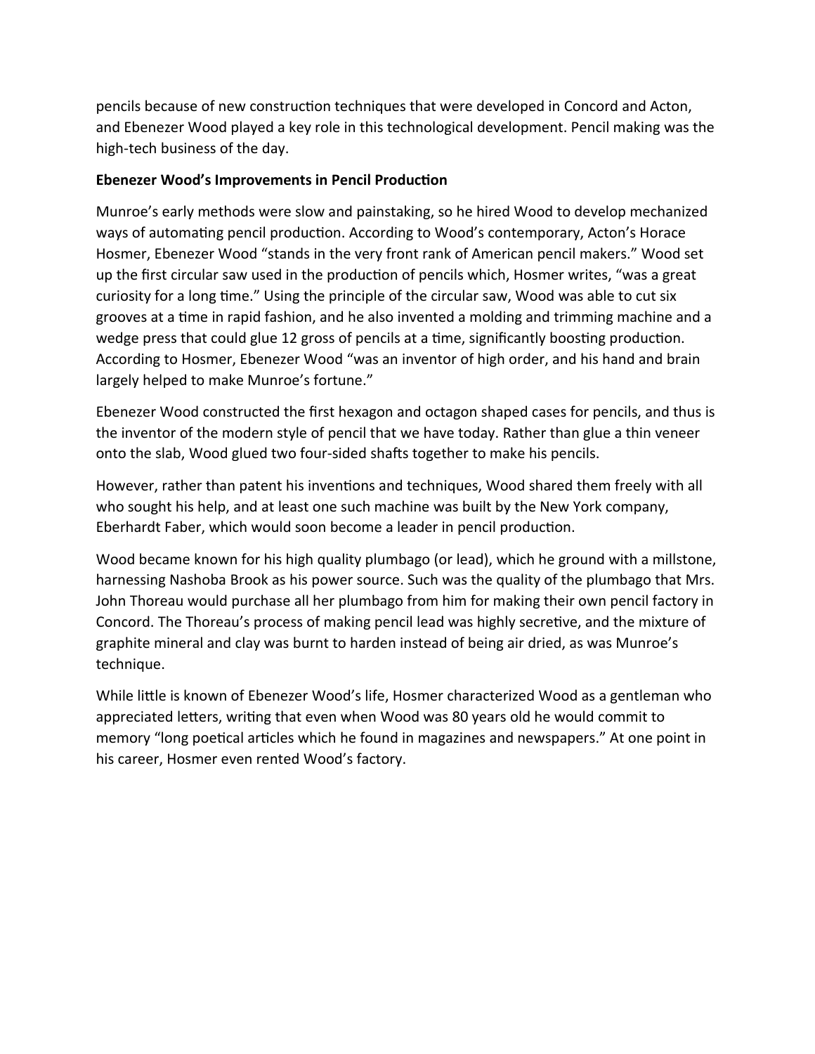pencils because of new construction techniques that were developed in Concord and Acton, and Ebenezer Wood played a key role in this technological development. Pencil making was the high-tech business of the day.

**Ebenezer Wood's Improvements in Pencil Production**

Munroe's early methods were slow and painstaking, so he hired Wood to develop mechanized ways of automating pencil production. According to Wood's contemporary, Acton's Horace Hosmer, Ebenezer Wood "stands in the very front rank of American pencil makers." Wood set up the first circular saw used in the production of pencils which, Hosmer writes, "was a great curiosity for a long time." Using the principle of the circular saw, Wood was able to cut six grooves at a time in rapid fashion, and he also invented a molding and trimming machine and a wedge press that could glue 12 gross of pencils at a time, significantly boosting production. According to Hosmer, Ebenezer Wood "was an inventor of high order, and his hand and brain largely helped to make Munroe's fortune."

Ebenezer Wood constructed the first hexagon and octagon shaped cases for pencils, and thus is the inventor of the modern style of pencil that we have today. Rather than glue a thin veneer onto the slab, Wood glued two four-sided shafts together to make his pencils.

However, rather than patent his inventions and techniques, Wood shared them freely with all who sought his help, and at least one such machine was built by the New York company, Eberhardt Faber, which would soon become a leader in pencil production.

Wood became known for his high quality plumbago (or lead), which he ground with a millstone, harnessing Nashoba Brook as his power source. Such was the quality of the plumbago that Mrs. John Thoreau would purchase all her plumbago from him for making their own pencil factory in Concord. The Thoreau's process of making pencil lead was highly secretive, and the mixture of graphite mineral and clay was burnt to harden instead of being air dried, as was Munroe's technique.

While little is known of Ebenezer Wood's life, Hosmer characterized Wood as a gentleman who appreciated letters, writing that even when Wood was 80 years old he would commit to memory "long poetical articles which he found in magazines and newspapers." At one point in his career, Hosmer even rented Wood's factory.